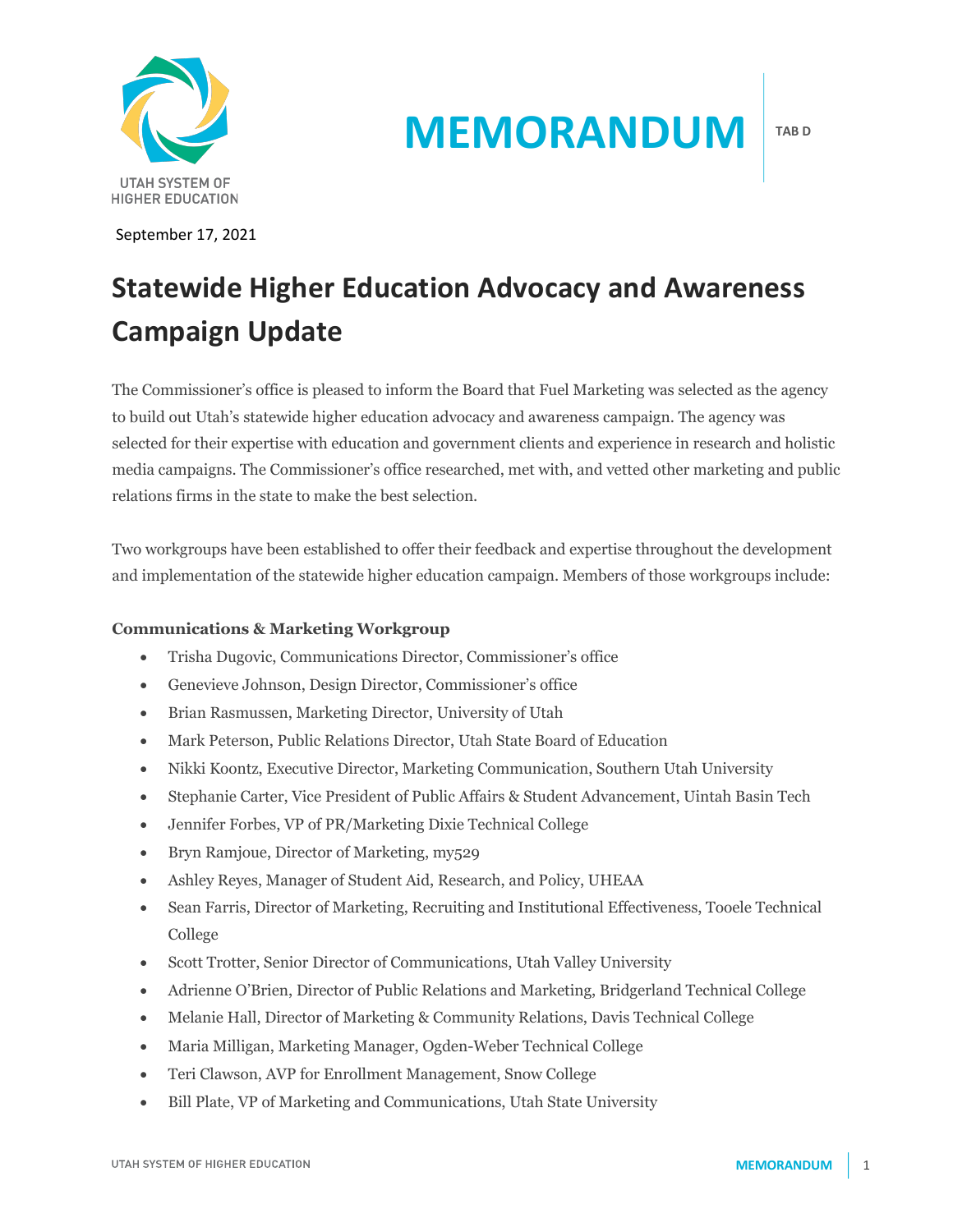UTAH SYSTEM OF HIGHER EDUCATION

# MEMORANDUM

TAB D

September 17, 2021

## Statewide Higher Education Advocacy and Awareness Campaign Update

The Commissioner's office is pleased to inform the Board that Fuel Marketing was selected as the agency to build out Utah's statewide higher education advocacy and awareness campaign. The agency was selected for their expertise with education and government clients and experience in research and holistic media campaigns. The Commissioner's office researched, met with, and vetted other marketing and public relations firms in the state to make the best selection.

Two workgroups have been established to offer their feedback and expertise throughout the development and implementation of the statewide higher education campaign. Members of those workgroups include:

**Communications & Marketing Workgroup**

- Trisha Dugovic, Communications Director, Commissioner's office
- Genevieve Johnson, Design Director, Commissioner's office
- Brian Rasmussen, Marketing Director, University of Utah
- Mark Peterson, Public Relations Director, Utah State Board of Education
- Nikki Koontz, Executive Director, Marketing Communication, Southern Utah University
- Stephanie Carter, Vice President of Public Affairs & Student Advancement, Uintah Basin Tech
- Jennifer Forbes, VP of PR/Marketing Dixie Technical College
- Bryn Ramjoue, Director of Marketing, my529
- Ashley Reyes, Manager of Student Aid, Research, and Policy, UHEAA
- Sean Farris, Director of Marketing, Recruiting and Institutional Effectiveness, Tooele Technical College
- Scott Trotter, Senior Director of Communications, Utah Valley University
- Adrienne O'Brien, Director of Public Relations and Marketing, Bridgerland Technical College
- Melanie Hall, Director of Marketing & Community Relations, Davis Technical College
- Maria Milligan, Marketing Manager, Ogden-Weber Technical College
- Teri Clawson, AVP for Enrollment Management, Snow College
- Bill Plate, VP of Marketing and Communications, Utah State University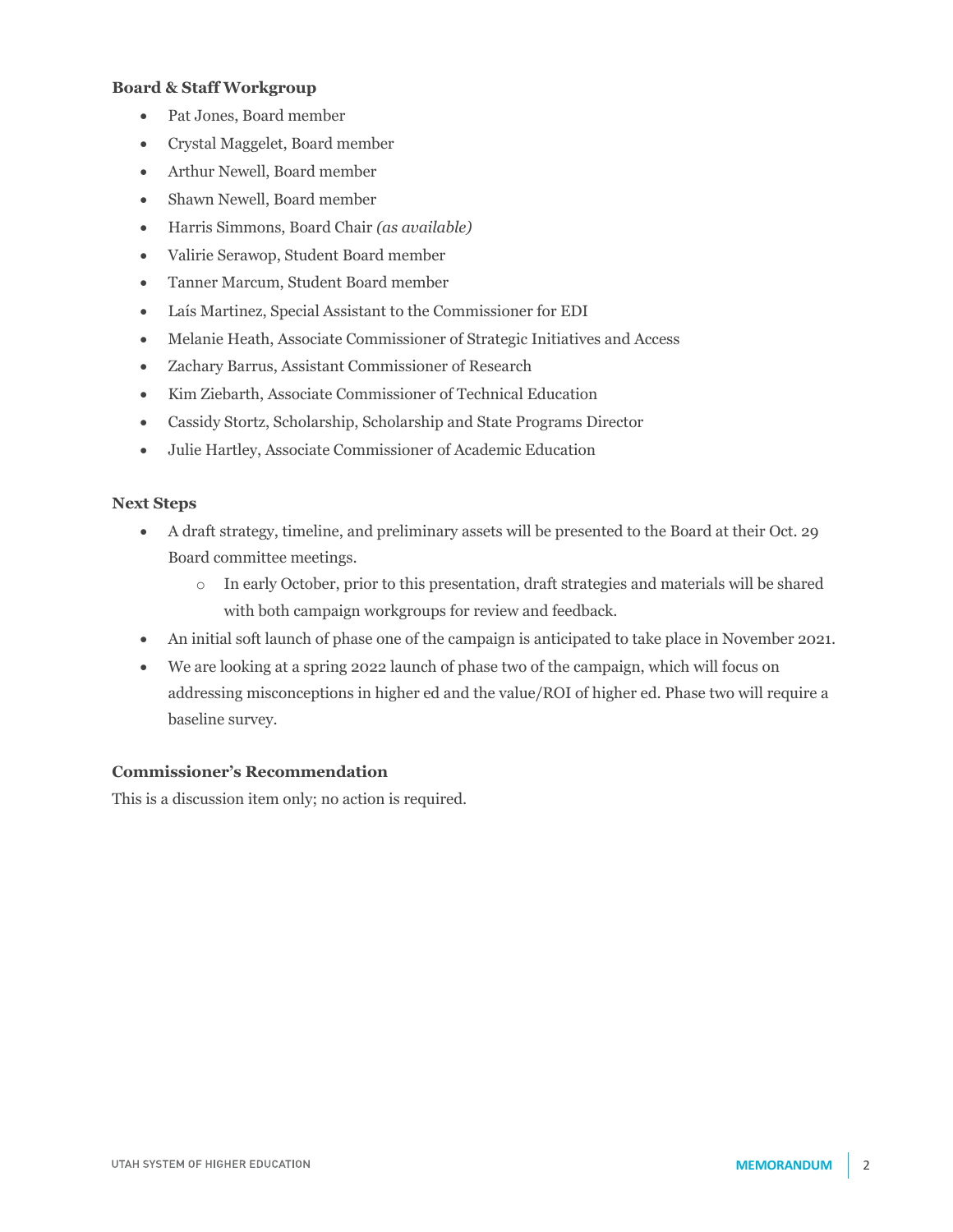**Board & Staff Workgroup**

- Pat Jones, Board member
- Crystal Maggelet, Board member
- Arthur Newell, Board member
- Shawn Newell, Board member
- Harris Simmons, Board Chair *(as available)*
- Valirie Serawop, Student Board member
- Tanner Marcum, Student Board member
- Laís Martinez, Special Assistant to the Commissioner for EDI
- Melanie Heath, Associate Commissioner of Strategic Initiatives and Access
- Zachary Barrus, Assistant Commissioner of Research
- Kim Ziebarth, Associate Commissioner of Technical Education
- Cassidy Stortz, Scholarship, Scholarship and State Programs Director
- Julie Hartley, Associate Commissioner of Academic Education

**Next Steps**

- A draft strategy, timeline, and preliminary assets will be presented to the Board at their Oct. 29 Board committee meetings.
  - In early October, prior to this presentation, draft strategies and materials will be shared with both campaign workgroups for review and feedback.
- An initial soft launch of phase one of the campaign is anticipated to take place in November 2021.
- We are looking at a spring 2022 launch of phase two of the campaign, which will focus on addressing misconceptions in higher ed and the value/ROI of higher ed. Phase two will require a baseline survey.

**Commissioner's Recommendation**

This is a discussion item only; no action is required.